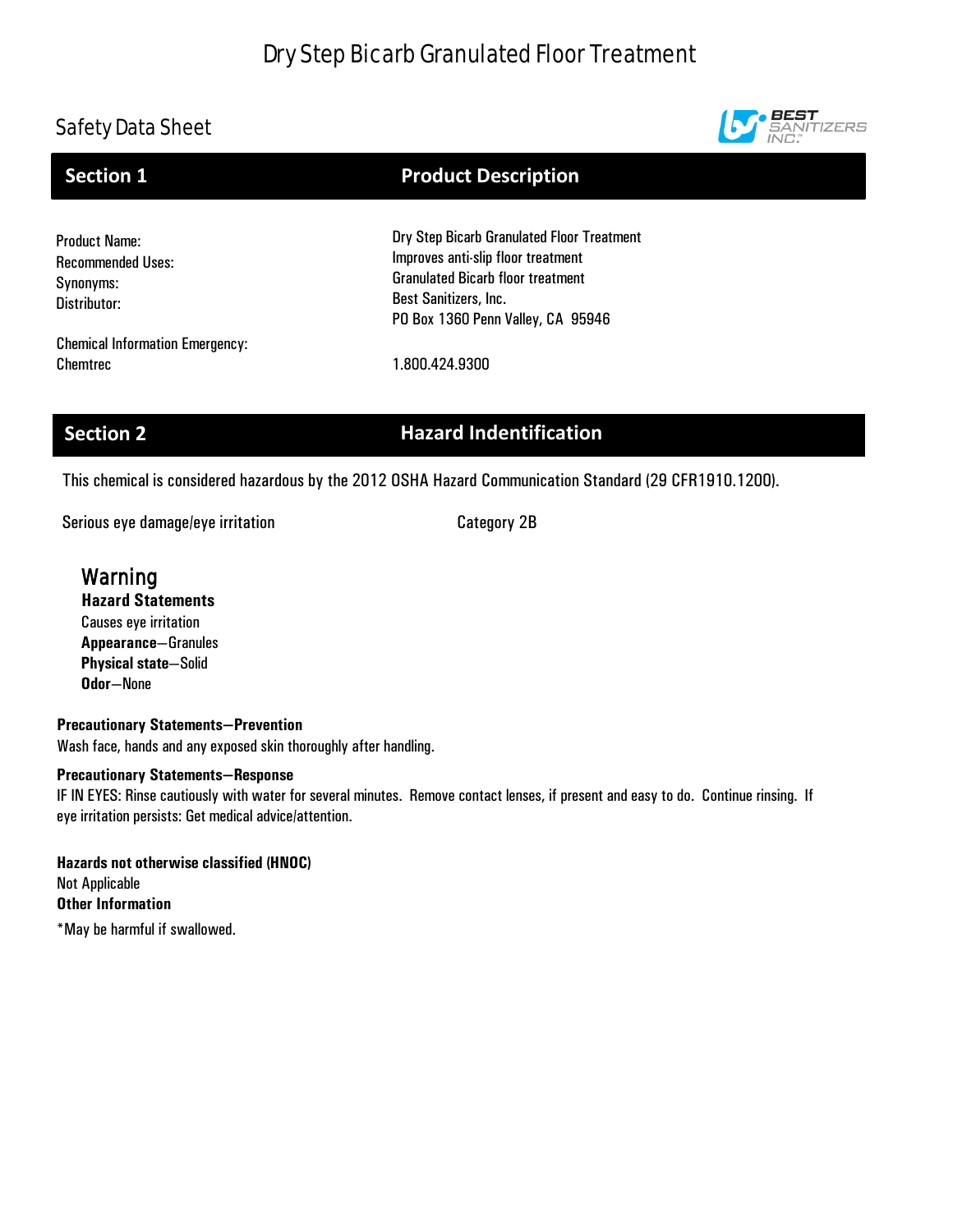# Dry Step Bicarb Granulated Floor Treatment

## Safety Data Sheet

BEST SANITIZERS INC.

## Section 1 Product Description

| | |
|---|---|
| Product Name: | Dry Step Bicarb Granulated Floor Treatment |
| Recommended Uses: | Improves anti-slip floor treatment |
| Synonyms: | Granulated Bicarb floor treatment |
| Distributor: | Best Sanitizers, Inc.<br>PO Box 1360 Penn Valley, CA 95946 |
| Chemical Information Emergency:<br>Chemtrec | 1.800.424.9300 |

## Section 2 Hazard Indentification

This chemical is considered hazardous by the 2012 OSHA Hazard Communication Standard (29 CFR1910.1200).

| | |
|---|---|
| Serious eye damage/eye irritation | Category 2B |

### Warning

**Hazard Statements**
Causes eye irritation
**Appearance**—Granules
**Physical state**—Solid
**Odor**—None

**Precautionary Statements—Prevention**
Wash face, hands and any exposed skin thoroughly after handling.

**Precautionary Statements—Response**
IF IN EYES: Rinse cautiously with water for several minutes. Remove contact lenses, if present and easy to do. Continue rinsing. If eye irritation persists: Get medical advice/attention.

**Hazards not otherwise classified (HNOC)**
Not Applicable
**Other Information**
*May be harmful if swallowed.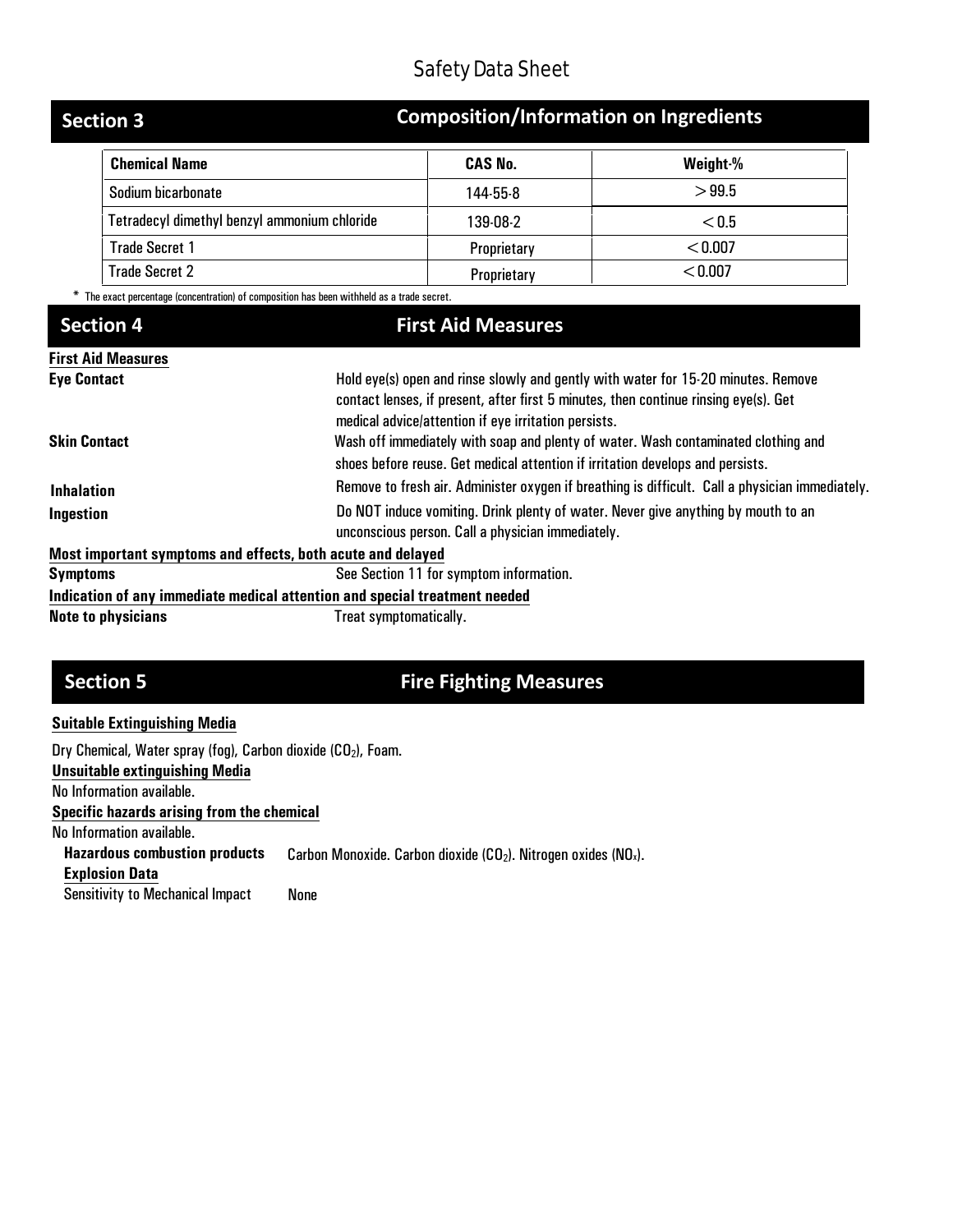Safety Data Sheet

## Section 3 Composition/Information on Ingredients

| Chemical Name | CAS No. | Weight-% |
|---|---|---|
| Sodium bicarbonate | 144-55-8 | > 99.5 |
| Tetradecyl dimethyl benzyl ammonium chloride | 139-08-2 | < 0.5 |
| Trade Secret 1 | Proprietary | < 0.007 |
| Trade Secret 2 | Proprietary | < 0.007 |

* The exact percentage (concentration) of composition has been withheld as a trade secret.

## Section 4 First Aid Measures

**First Aid Measures**

**Eye Contact**: Hold eye(s) open and rinse slowly and gently with water for 15-20 minutes. Remove contact lenses, if present, after first 5 minutes, then continue rinsing eye(s). Get medical advice/attention if eye irritation persists.

**Skin Contact**: Wash off immediately with soap and plenty of water. Wash contaminated clothing and shoes before reuse. Get medical attention if irritation develops and persists.

**Inhalation**: Remove to fresh air. Administer oxygen if breathing is difficult. Call a physician immediately.

**Ingestion**: Do NOT induce vomiting. Drink plenty of water. Never give anything by mouth to an unconscious person. Call a physician immediately.

**Most important symptoms and effects, both acute and delayed**

**Symptoms**: See Section 11 for symptom information.

**Indication of any immediate medical attention and special treatment needed**

**Note to physicians**: Treat symptomatically.

## Section 5 Fire Fighting Measures

**Suitable Extinguishing Media**

Dry Chemical, Water spray (fog), Carbon dioxide ($CO_2$), Foam.

**Unsuitable extinguishing Media**

No Information available.

**Specific hazards arising from the chemical**

No Information available.

**Hazardous combustion products**: Carbon Monoxide. Carbon dioxide ($CO_2$). Nitrogen oxides ($NO_x$).

**Explosion Data**

Sensitivity to Mechanical Impact: None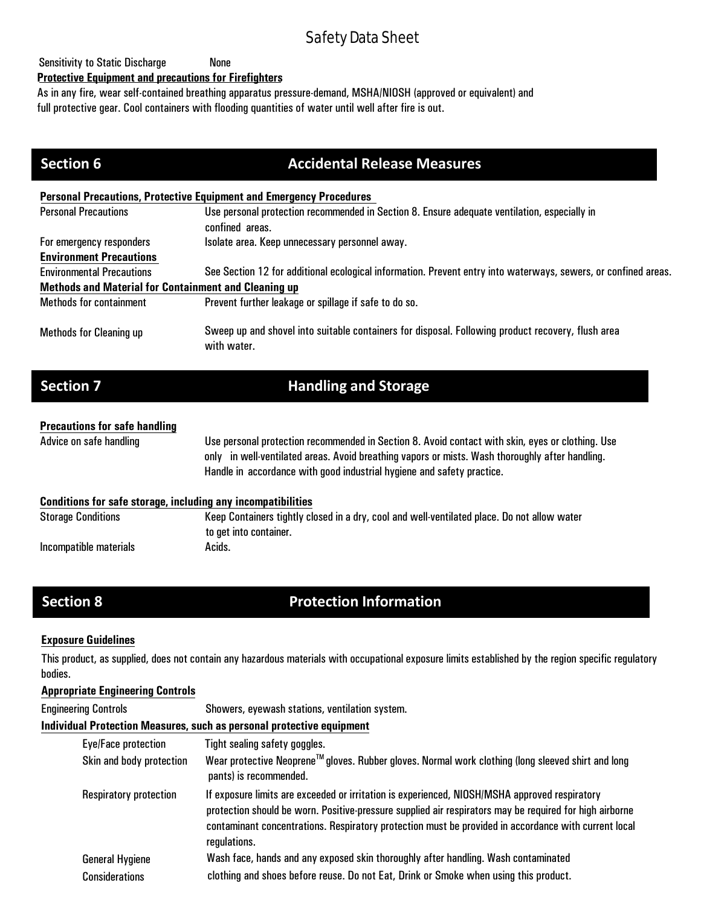Sensitivity to Static Discharge None

**Protective Equipment and precautions for Firefighters**

As in any fire, wear self-contained breathing apparatus pressure-demand, MSHA/NIOSH (approved or equivalent) and full protective gear. Cool containers with flooding quantities of water until well after fire is out.

## Section 6 Accidental Release Measures

**Personal Precautions, Protective Equipment and Emergency Procedures**

| | |
|---|---|
| Personal Precautions | Use personal protection recommended in Section 8. Ensure adequate ventilation, especially in confined areas. |
| For emergency responders | Isolate area. Keep unnecessary personnel away. |

**Environment Precautions**

| | |
|---|---|
| Environmental Precautions | See Section 12 for additional ecological information. Prevent entry into waterways, sewers, or confined areas. |

**Methods and Material for Containment and Cleaning up**

| | |
|---|---|
| Methods for containment | Prevent further leakage or spillage if safe to do so. |
| Methods for Cleaning up | Sweep up and shovel into suitable containers for disposal. Following product recovery, flush area with water. |

## Section 7 Handling and Storage

**Precautions for safe handling**

| | |
|---|---|
| Advice on safe handling | Use personal protection recommended in Section 8. Avoid contact with skin, eyes or clothing. Use only in well-ventilated areas. Avoid breathing vapors or mists. Wash thoroughly after handling. Handle in accordance with good industrial hygiene and safety practice. |

**Conditions for safe storage, including any incompatibilities**

| | |
|---|---|
| Storage Conditions | Keep Containers tightly closed in a dry, cool and well-ventilated place. Do not allow water to get into container. |
| Incompatible materials | Acids. |

## Section 8 Protection Information

**Exposure Guidelines**

This product, as supplied, does not contain any hazardous materials with occupational exposure limits established by the region specific regulatory bodies.

**Appropriate Engineering Controls**

| | |
|---|---|
| Engineering Controls | Showers, eyewash stations, ventilation system. |

**Individual Protection Measures, such as personal protective equipment**

| | |
|---|---|
| Eye/Face protection | Tight sealing safety goggles. |
| Skin and body protection | Wear protective Neoprene™ gloves. Rubber gloves. Normal work clothing (long sleeved shirt and long pants) is recommended. |
| Respiratory protection | If exposure limits are exceeded or irritation is experienced, NIOSH/MSHA approved respiratory protection should be worn. Positive-pressure supplied air respirators may be required for high airborne contaminant concentrations. Respiratory protection must be provided in accordance with current local regulations. |
| General Hygiene Considerations | Wash face, hands and any exposed skin thoroughly after handling. Wash contaminated clothing and shoes before reuse. Do not Eat, Drink or Smoke when using this product. |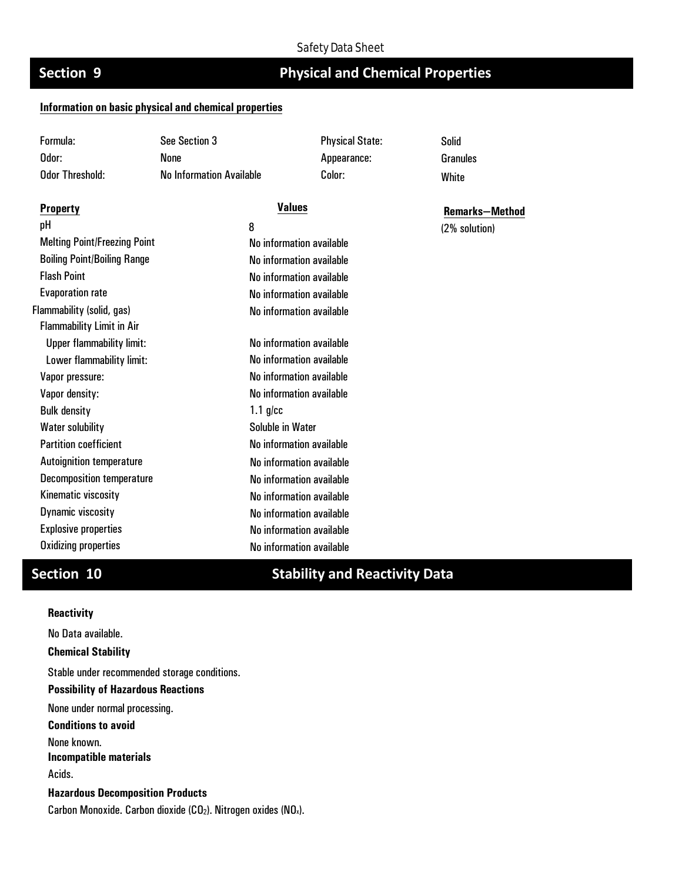## Section 9 Physical and Chemical Properties

**Information on basic physical and chemical properties**

| | | | |
|---|---|---|---|
| Formula: | See Section 3 | Physical State: | Solid |
| Odor: | None | Appearance: | Granules |
| Odor Threshold: | No Information Available | Color: | White |

| Property | Values | Remarks—Method |
|---|---|---|
| pH | 8 | (2% solution) |
| Melting Point/Freezing Point | No information available | |
| Boiling Point/Boiling Range | No information available | |
| Flash Point | No information available | |
| Evaporation rate | No information available | |
| Flammability (solid, gas) | No information available | |
| Flammability Limit in Air | | |
| Upper flammability limit: | No information available | |
| Lower flammability limit: | No information available | |
| Vapor pressure: | No information available | |
| Vapor density: | No information available | |
| Bulk density | 1.1 g/cc | |
| Water solubility | Soluble in Water | |
| Partition coefficient | No information available | |
| Autoignition temperature | No information available | |
| Decomposition temperature | No information available | |
| Kinematic viscosity | No information available | |
| Dynamic viscosity | No information available | |
| Explosive properties | No information available | |
| Oxidizing properties | No information available | |

## Section 10 Stability and Reactivity Data

**Reactivity**

No Data available.

**Chemical Stability**

Stable under recommended storage conditions.

**Possibility of Hazardous Reactions**

None under normal processing.

**Conditions to avoid**

None known.

**Incompatible materials**

Acids.

**Hazardous Decomposition Products**

Carbon Monoxide. Carbon dioxide ($CO_2$). Nitrogen oxides ($NO_x$).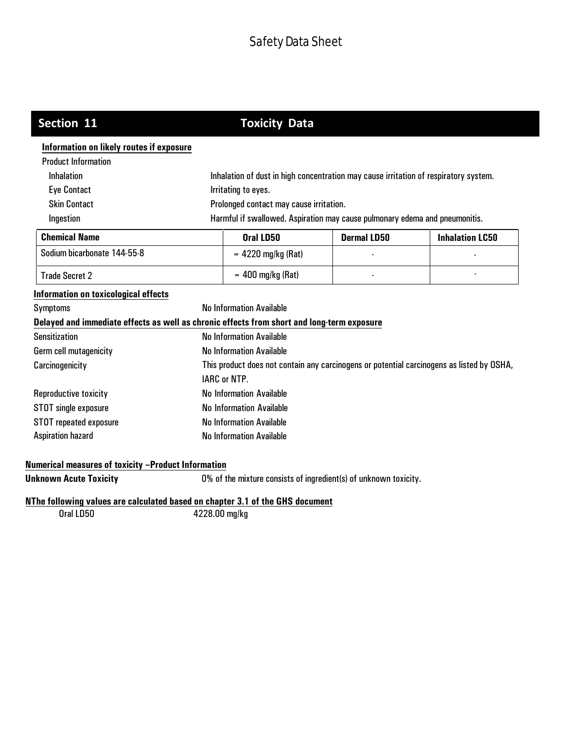## Section 11 Toxicity Data

**Information on likely routes if exposure**

Product Information

| | |
|---|---|
| Inhalation | Inhalation of dust in high concentration may cause irritation of respiratory system. |
| Eye Contact | Irritating to eyes. |
| Skin Contact | Prolonged contact may cause irritation. |
| Ingestion | Harmful if swallowed. Aspiration may cause pulmonary edema and pneumonitis. |

| Chemical Name | Oral LD50 | Dermal LD50 | Inhalation LC50 |
|---|---|---|---|
| Sodium bicarbonate 144-55-8 | = 4220 mg/kg (Rat) | - | - |
| Trade Secret 2 | = 400 mg/kg (Rat) | - | - |

**Information on toxicological effects**

| | |
|---|---|
| Symptoms | No Information Available |

**Delayed and immediate effects as well as chronic effects from short and long-term exposure**

| | |
|---|---|
| Sensitization | No Information Available |
| Germ cell mutagenicity | No Information Available |
| Carcinogenicity | This product does not contain any carcinogens or potential carcinogens as listed by OSHA, IARC or NTP. |
| Reproductive toxicity | No Information Available |
| STOT single exposure | No Information Available |
| STOT repeated exposure | No Information Available |
| Aspiration hazard | No Information Available |

**Numerical measures of toxicity –Product Information**

**Unknown Acute Toxicity** 0% of the mixture consists of ingredient(s) of unknown toxicity.

**NThe following values are calculated based on chapter 3.1 of the GHS document**

Oral LD50 4228.00 mg/kg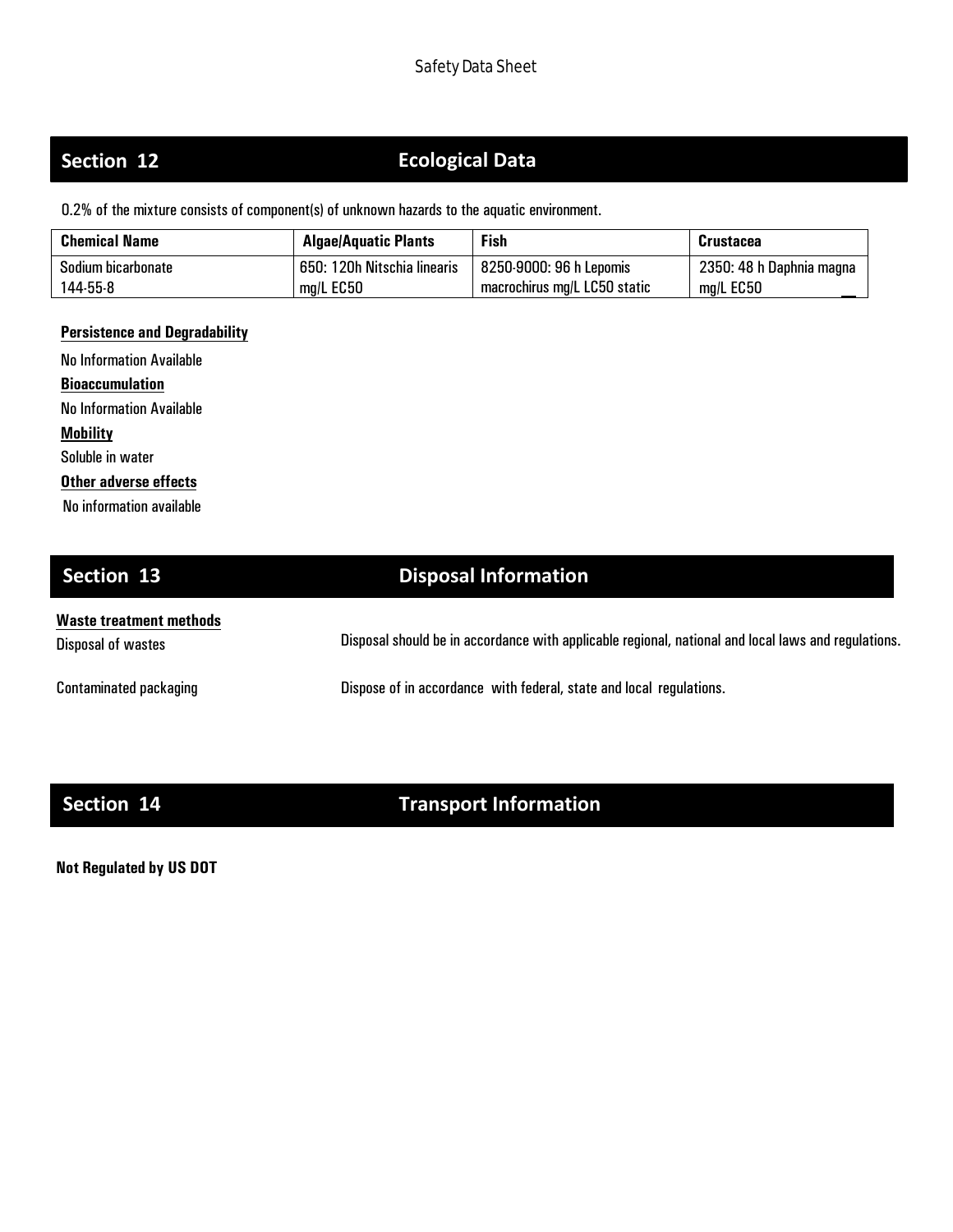## Section 12 Ecological Data

0.2% of the mixture consists of component(s) of unknown hazards to the aquatic environment.

| Chemical Name | Algae/Aquatic Plants | Fish | Crustacea |
|---|---|---|---|
| Sodium bicarbonate 144-55-8 | 650: 120h Nitschia linearis mg/L EC50 | 8250-9000: 96 h Lepomis macrochirus mg/L LC50 static | 2350: 48 h Daphnia magna mg/L EC50 |

**Persistence and Degradability**

No Information Available

**Bioaccumulation**

No Information Available

**Mobility**

Soluble in water

**Other adverse effects**

No information available

## Section 13 Disposal Information

**Waste treatment methods**

Disposal of wastes — Disposal should be in accordance with applicable regional, national and local laws and regulations.

Contaminated packaging — Dispose of in accordance with federal, state and local regulations.

## Section 14 Transport Information

**Not Regulated by US DOT**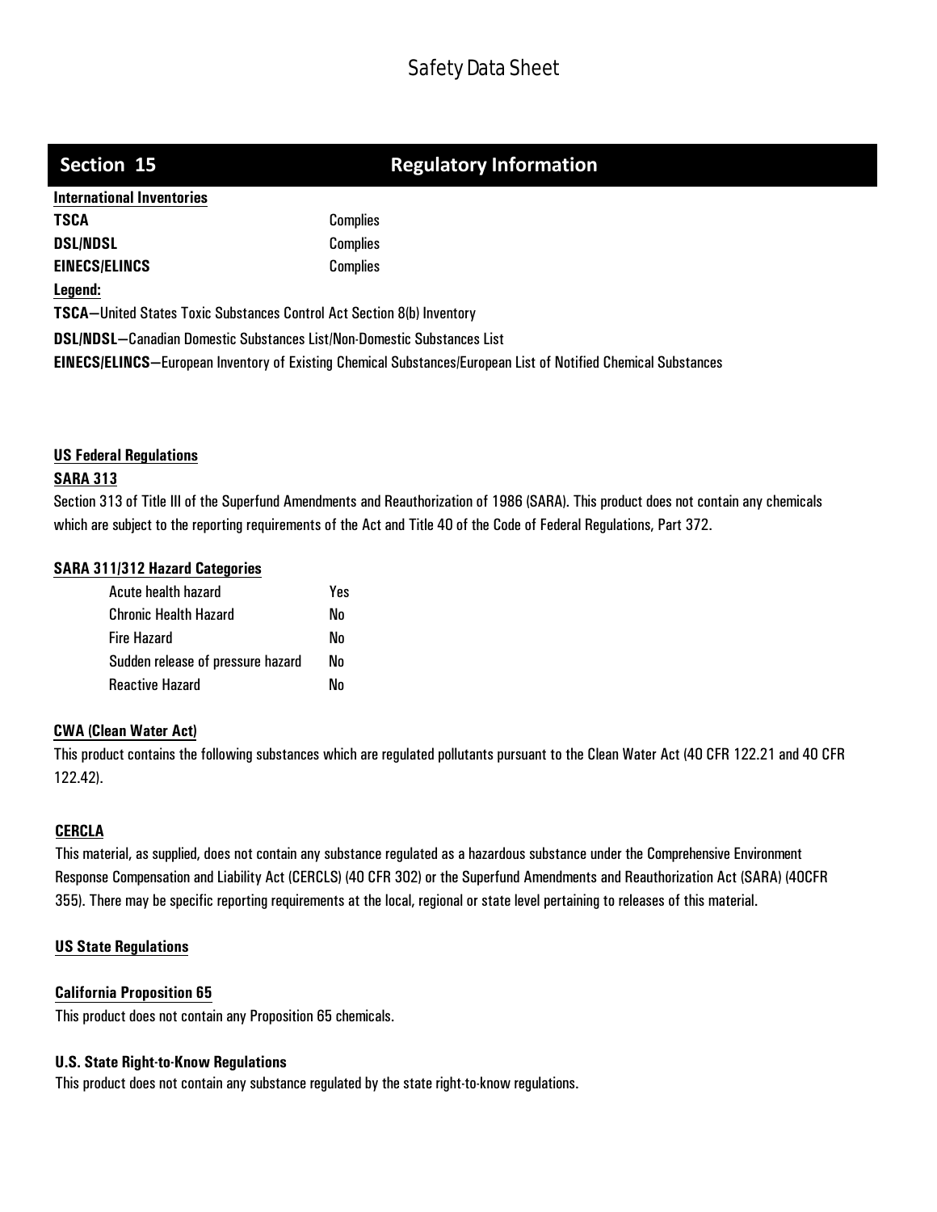## Section 15 Regulatory Information

**International Inventories**

| | |
|---|---|
| **TSCA** | Complies |
| **DSL/NDSL** | Complies |
| **EINECS/ELINCS** | Complies |

**Legend:**

**TSCA**—United States Toxic Substances Control Act Section 8(b) Inventory

**DSL/NDSL**—Canadian Domestic Substances List/Non-Domestic Substances List

**EINECS/ELINCS**—European Inventory of Existing Chemical Substances/European List of Notified Chemical Substances

**US Federal Regulations**

**SARA 313**

Section 313 of Title III of the Superfund Amendments and Reauthorization of 1986 (SARA). This product does not contain any chemicals which are subject to the reporting requirements of the Act and Title 40 of the Code of Federal Regulations, Part 372.

**SARA 311/312 Hazard Categories**

| | |
|---|---|
| Acute health hazard | Yes |
| Chronic Health Hazard | No |
| Fire Hazard | No |
| Sudden release of pressure hazard | No |
| Reactive Hazard | No |

**CWA (Clean Water Act)**

This product contains the following substances which are regulated pollutants pursuant to the Clean Water Act (40 CFR 122.21 and 40 CFR 122.42).

**CERCLA**

This material, as supplied, does not contain any substance regulated as a hazardous substance under the Comprehensive Environment Response Compensation and Liability Act (CERCLS) (40 CFR 302) or the Superfund Amendments and Reauthorization Act (SARA) (40CFR 355). There may be specific reporting requirements at the local, regional or state level pertaining to releases of this material.

**US State Regulations**

**California Proposition 65**

This product does not contain any Proposition 65 chemicals.

**U.S. State Right-to-Know Regulations**

This product does not contain any substance regulated by the state right-to-know regulations.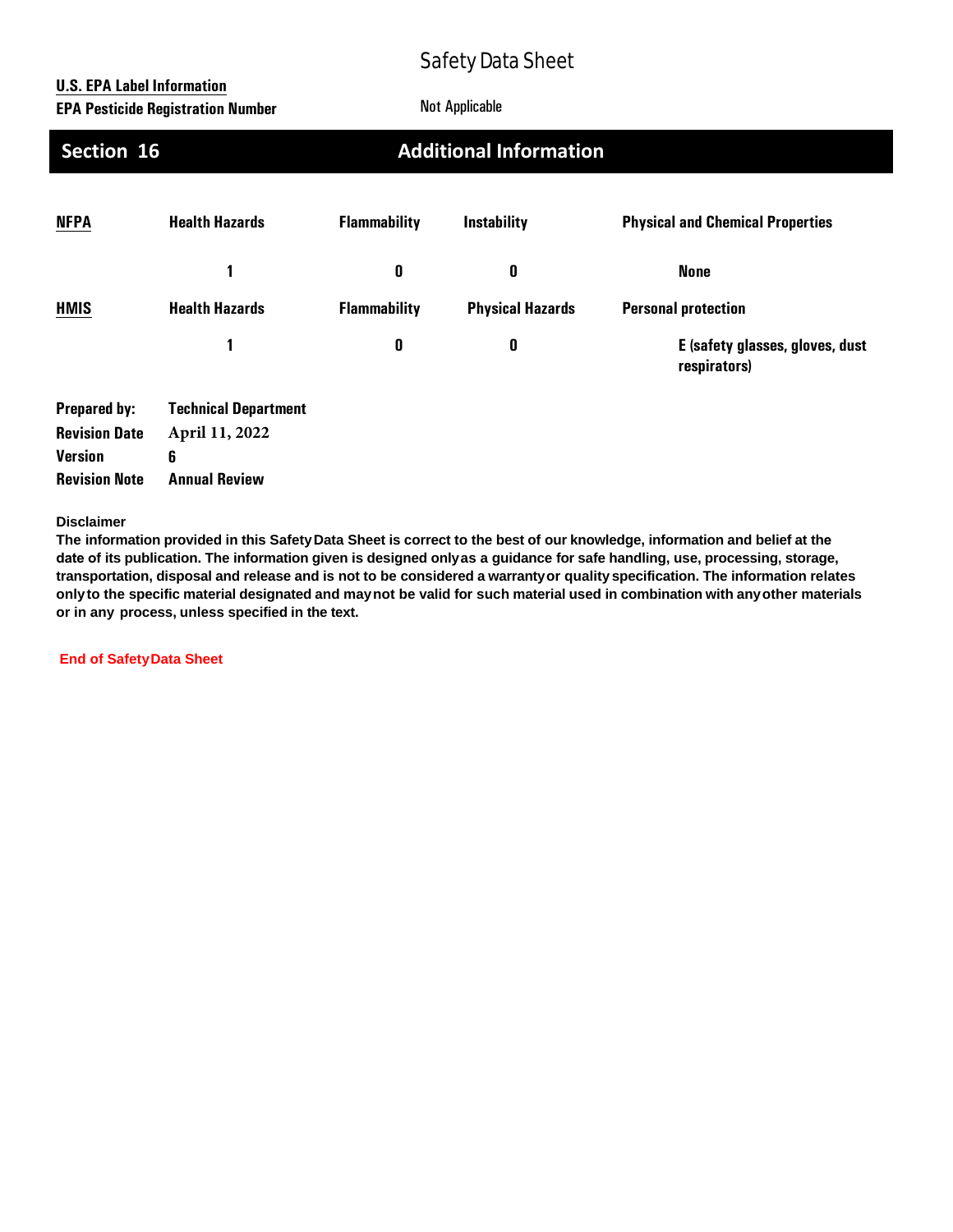**U.S. EPA Label Information**

**EPA Pesticide Registration Number** Not Applicable

## Section 16 Additional Information

| | | | | |
|---|---|---|---|---|
| **NFPA** | **Health Hazards** | **Flammability** | **Instability** | **Physical and Chemical Properties** |
| | **1** | **0** | **0** | **None** |
| **HMIS** | **Health Hazards** | **Flammability** | **Physical Hazards** | **Personal protection** |
| | **1** | **0** | **0** | **E (safety glasses, gloves, dust respirators)** |

**Prepared by:** **Technical Department**
**Revision Date** **April 11, 2022**
**Version** **6**
**Revision Note** **Annual Review**

**Disclaimer**

**The information provided in this Safety Data Sheet is correct to the best of our knowledge, information and belief at the date of its publication. The information given is designed only as a guidance for safe handling, use, processing, storage, transportation, disposal and release and is not to be considered a warranty or quality specification. The information relates only to the specific material designated and may not be valid for such material used in combination with any other materials or in any process, unless specified in the text.**

**End of Safety Data Sheet**